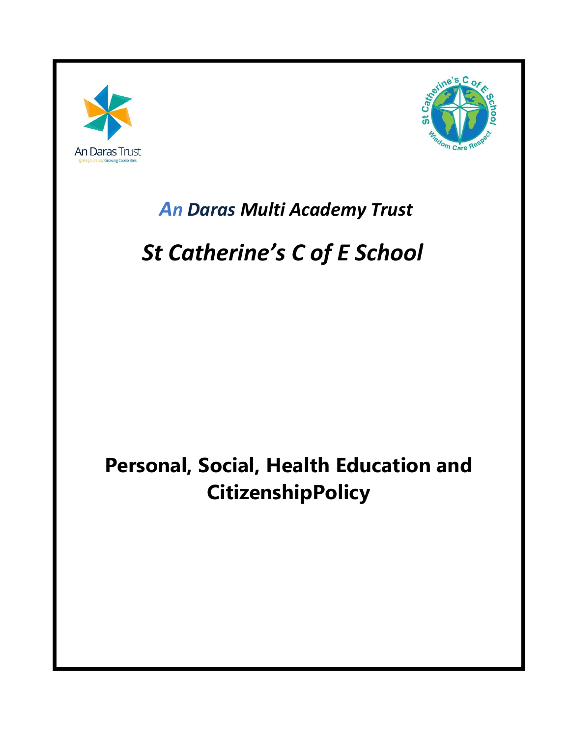*An Daras Multi Academy Trust*

# *St Catherine's C of E School*

# Personal, Social, Health Education and CitizenshipPolicy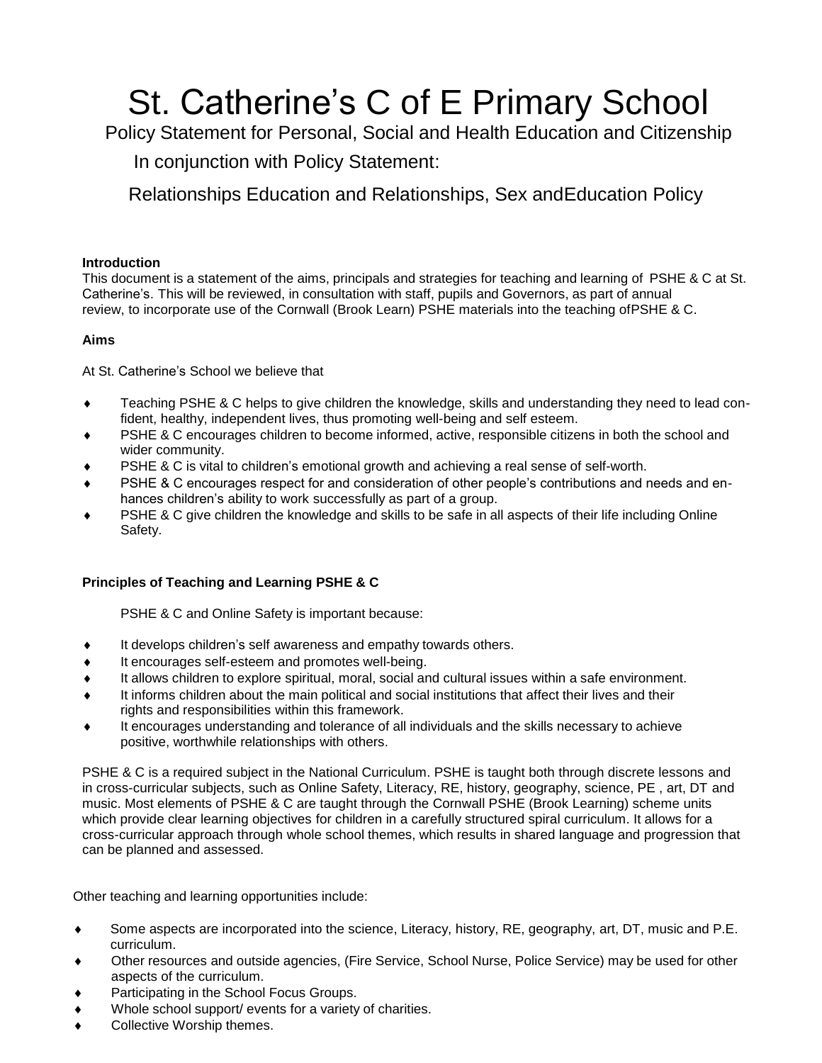# St. Catherine’s C of E Primary School

Policy Statement for Personal, Social and Health Education and Citizenship

In conjunction with Policy Statement:

Relationships Education and Relationships, Sex andEducation Policy

**Introduction**

This document is a statement of the aims, principals and strategies for teaching and learning of PSHE & C at St. Catherine’s. This will be reviewed, in consultation with staff, pupils and Governors, as part of annual review, to incorporate use of the Cornwall (Brook Learn) PSHE materials into the teaching ofPSHE & C.

**Aims**

At St. Catherine’s School we believe that

- Teaching PSHE & C helps to give children the knowledge, skills and understanding they need to lead confident, healthy, independent lives, thus promoting well-being and self esteem.
- PSHE & C encourages children to become informed, active, responsible citizens in both the school and wider community.
- PSHE & C is vital to children’s emotional growth and achieving a real sense of self-worth.
- PSHE & C encourages respect for and consideration of other people’s contributions and needs and enhances children’s ability to work successfully as part of a group.
- PSHE & C give children the knowledge and skills to be safe in all aspects of their life including Online Safety.

**Principles of Teaching and Learning PSHE & C**

PSHE & C and Online Safety is important because:

- It develops children’s self awareness and empathy towards others.
- It encourages self-esteem and promotes well-being.
- It allows children to explore spiritual, moral, social and cultural issues within a safe environment.
- It informs children about the main political and social institutions that affect their lives and their rights and responsibilities within this framework.
- It encourages understanding and tolerance of all individuals and the skills necessary to achieve positive, worthwhile relationships with others.

PSHE & C is a required subject in the National Curriculum. PSHE is taught both through discrete lessons and in cross-curricular subjects, such as Online Safety, Literacy, RE, history, geography, science, PE , art, DT and music. Most elements of PSHE & C are taught through the Cornwall PSHE (Brook Learning) scheme units which provide clear learning objectives for children in a carefully structured spiral curriculum. It allows for a cross-curricular approach through whole school themes, which results in shared language and progression that can be planned and assessed.

Other teaching and learning opportunities include:

- Some aspects are incorporated into the science, Literacy, history, RE, geography, art, DT, music and P.E. curriculum.
- Other resources and outside agencies, (Fire Service, School Nurse, Police Service) may be used for other aspects of the curriculum.
- Participating in the School Focus Groups.
- Whole school support/ events for a variety of charities.
- Collective Worship themes.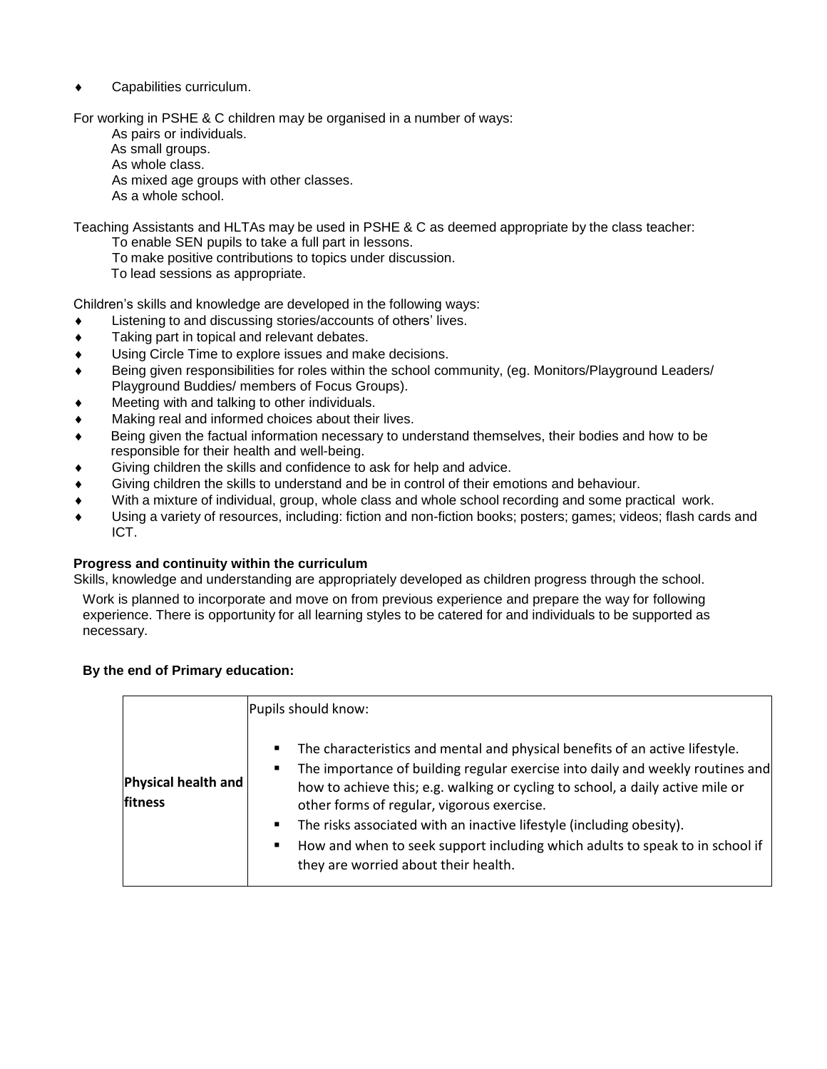- Capabilities curriculum.

For working in PSHE & C children may be organised in a number of ways:

As pairs or individuals.
As small groups.
As whole class.
As mixed age groups with other classes.
As a whole school.

Teaching Assistants and HLTAs may be used in PSHE & C as deemed appropriate by the class teacher:

To enable SEN pupils to take a full part in lessons.
To make positive contributions to topics under discussion.
To lead sessions as appropriate.

Children's skills and knowledge are developed in the following ways:

- Listening to and discussing stories/accounts of others' lives.
- Taking part in topical and relevant debates.
- Using Circle Time to explore issues and make decisions.
- Being given responsibilities for roles within the school community, (eg. Monitors/Playground Leaders/ Playground Buddies/ members of Focus Groups).
- Meeting with and talking to other individuals.
- Making real and informed choices about their lives.
- Being given the factual information necessary to understand themselves, their bodies and how to be responsible for their health and well-being.
- Giving children the skills and confidence to ask for help and advice.
- Giving children the skills to understand and be in control of their emotions and behaviour.
- With a mixture of individual, group, whole class and whole school recording and some practical work.
- Using a variety of resources, including: fiction and non-fiction books; posters; games; videos; flash cards and ICT.

**Progress and continuity within the curriculum**

Skills, knowledge and understanding are appropriately developed as children progress through the school.

Work is planned to incorporate and move on from previous experience and prepare the way for following experience. There is opportunity for all learning styles to be catered for and individuals to be supported as necessary.

**By the end of Primary education:**

| | Pupils should know: |
|---|---|
| **Physical health and fitness** | ▪ The characteristics and mental and physical benefits of an active lifestyle.<br>▪ The importance of building regular exercise into daily and weekly routines and how to achieve this; e.g. walking or cycling to school, a daily active mile or other forms of regular, vigorous exercise.<br>▪ The risks associated with an inactive lifestyle (including obesity).<br>▪ How and when to seek support including which adults to speak to in school if they are worried about their health. |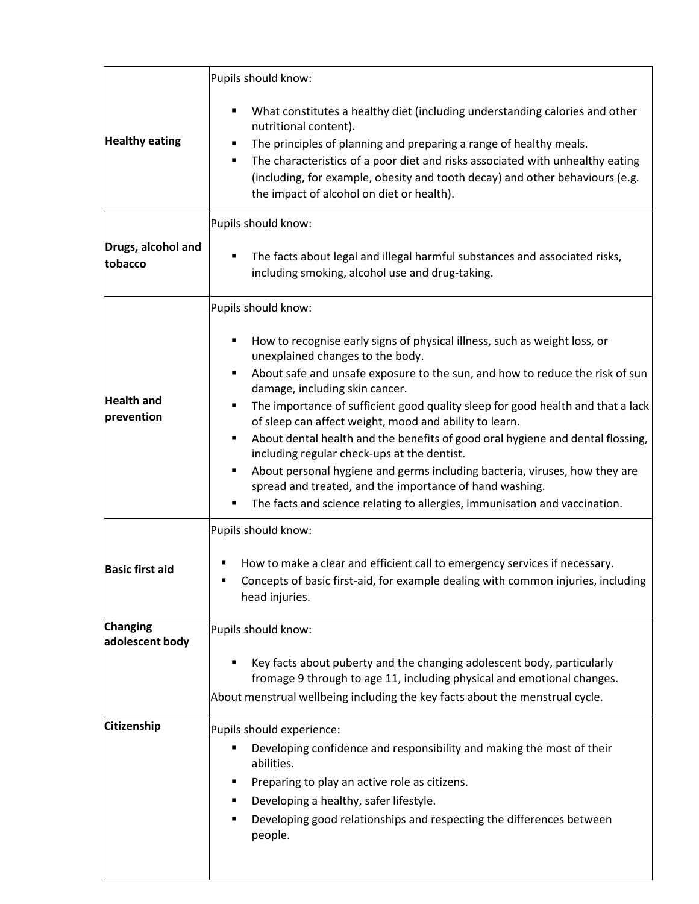| | |
|---|---|
| **Healthy eating** | Pupils should know:<br><br>▪ What constitutes a healthy diet (including understanding calories and other nutritional content).<br>▪ The principles of planning and preparing a range of healthy meals.<br>▪ The characteristics of a poor diet and risks associated with unhealthy eating (including, for example, obesity and tooth decay) and other behaviours (e.g. the impact of alcohol on diet or health). |
| **Drugs, alcohol and tobacco** | Pupils should know:<br><br>▪ The facts about legal and illegal harmful substances and associated risks, including smoking, alcohol use and drug-taking. |
| **Health and prevention** | Pupils should know:<br><br>▪ How to recognise early signs of physical illness, such as weight loss, or unexplained changes to the body.<br>▪ About safe and unsafe exposure to the sun, and how to reduce the risk of sun damage, including skin cancer.<br>▪ The importance of sufficient good quality sleep for good health and that a lack of sleep can affect weight, mood and ability to learn.<br>▪ About dental health and the benefits of good oral hygiene and dental flossing, including regular check-ups at the dentist.<br>▪ About personal hygiene and germs including bacteria, viruses, how they are spread and treated, and the importance of hand washing.<br>▪ The facts and science relating to allergies, immunisation and vaccination. |
| **Basic first aid** | Pupils should know:<br><br>▪ How to make a clear and efficient call to emergency services if necessary.<br>▪ Concepts of basic first-aid, for example dealing with common injuries, including head injuries. |
| **Changing adolescent body** | Pupils should know:<br><br>▪ Key facts about puberty and the changing adolescent body, particularly fromage 9 through to age 11, including physical and emotional changes.<br>About menstrual wellbeing including the key facts about the menstrual cycle. |
| **Citizenship** | Pupils should experience:<br>▪ Developing confidence and responsibility and making the most of their abilities.<br>▪ Preparing to play an active role as citizens.<br>▪ Developing a healthy, safer lifestyle.<br>▪ Developing good relationships and respecting the differences between people. |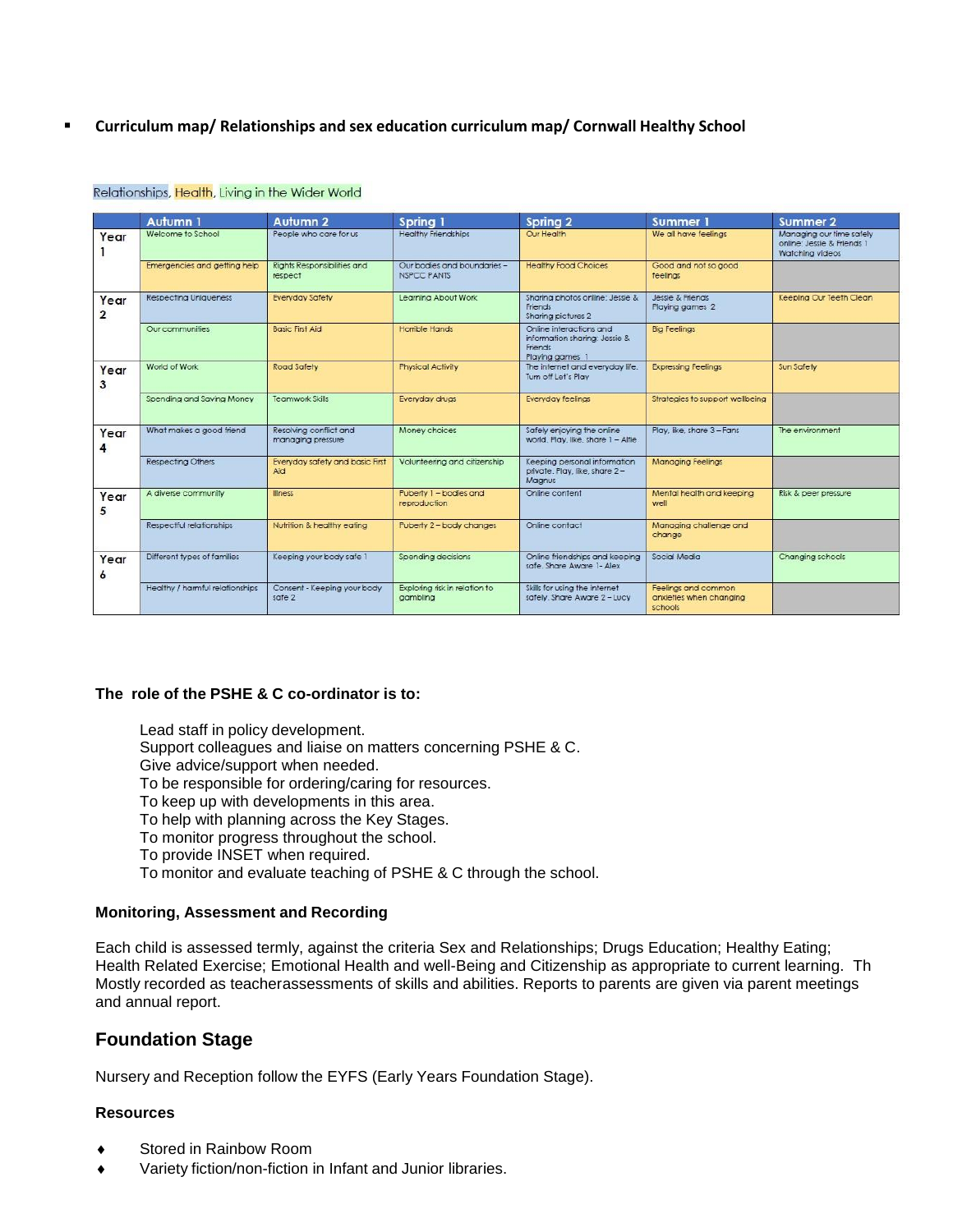- **Curriculum map/ Relationships and sex education curriculum map/ Cornwall Healthy School**

Relationships, Health, Living in the Wider World

| | Autumn 1 | Autumn 2 | Spring 1 | Spring 2 | Summer 1 | Summer 2 |
|---|---|---|---|---|---|---|
| Year 1 | Welcome to School | People who care for us | Healthy Friendships | Our Health | We all have feelings | Managing our time safely online: Jessie & Friends 1 Watching videos |
| | Emergencies and getting help | Rights Responsibilities and respect | Our bodies and boundaries – NSPCC PANTS | Healthy Food Choices | Good and not so good feelings | |
| Year 2 | Respecting Uniqueness | Everyday Safety | Learning About Work | Sharing photos online: Jessie & Friends Sharing pictures 2 | Jessie & Friends Playing games 2 | Keeping Our Teeth Clean |
| | Our communities | Basic First Aid | Horrible Hands | Online interactions and information sharing: Jessie & Friends Playing games 1 | Big Feelings | |
| Year 3 | World of Work | Road Safety | Physical Activity | The internet and everyday life. Turn off Let's Play | Expressing Feelings | Sun Safety |
| | Spending and Saving Money | Teamwork Skills | Everyday drugs | Everyday feelings | Strategies to support wellbeing | |
| Year 4 | What makes a good friend | Resolving conflict and managing pressure | Money choices | Safely enjoying the online world. Play, like, share 1 – Alfie | Play, like, share 3 – Fans | The environment |
| | Respecting Others | Everyday safety and basic First Aid | Volunteering and citizenship | Keeping personal information private. Play, like, share 2 – Magnus | Managing Feelings | |
| Year 5 | A diverse community | Illness | Puberty 1 – bodies and reproduction | Online content | Mental health and keeping well | Risk & peer pressure |
| | Respectful relationships | Nutrition & healthy eating | Puberty 2 – body changes | Online contact | Managing challenge and change | |
| Year 6 | Different types of families | Keeping your body safe 1 | Spending decisions | Online friendships and keeping safe. Share Aware 1- Alex | Social Media | Changing schools |
| | Healthy / harmful relationships | Consent - Keeping your body safe 2 | Exploring risk in relation to gambling | Skills for using the internet safely. Share Aware 2 – Lucy | Feelings and common anxieties when changing schools | |

**The role of the PSHE & C co-ordinator is to:**

Lead staff in policy development.
Support colleagues and liaise on matters concerning PSHE & C.
Give advice/support when needed.
To be responsible for ordering/caring for resources.
To keep up with developments in this area.
To help with planning across the Key Stages.
To monitor progress throughout the school.
To provide INSET when required.
To monitor and evaluate teaching of PSHE & C through the school.

### Monitoring, Assessment and Recording

Each child is assessed termly, against the criteria Sex and Relationships; Drugs Education; Healthy Eating; Health Related Exercise; Emotional Health and well-Being and Citizenship as appropriate to current learning. Th Mostly recorded as teacherassessments of skills and abilities. Reports to parents are given via parent meetings and annual report.

## Foundation Stage

Nursery and Reception follow the EYFS (Early Years Foundation Stage).

### Resources

- Stored in Rainbow Room
- Variety fiction/non-fiction in Infant and Junior libraries.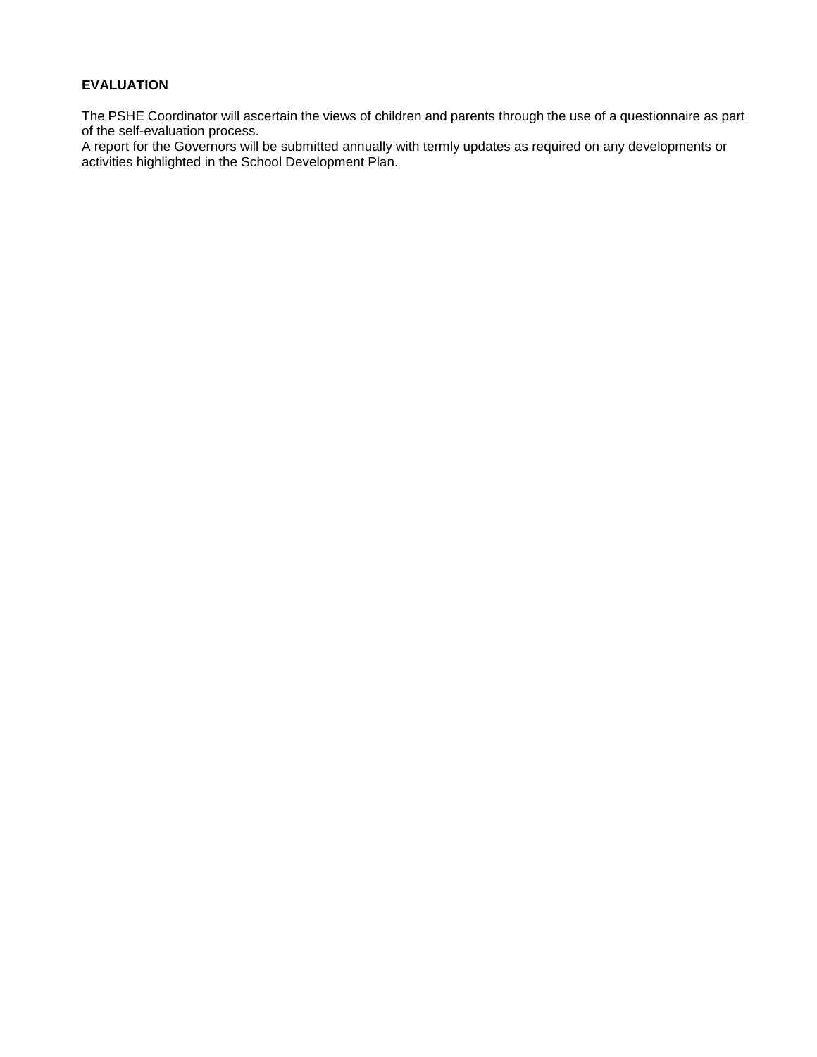**EVALUATION**

The PSHE Coordinator will ascertain the views of children and parents through the use of a questionnaire as part of the self-evaluation process.
A report for the Governors will be submitted annually with termly updates as required on any developments or activities highlighted in the School Development Plan.